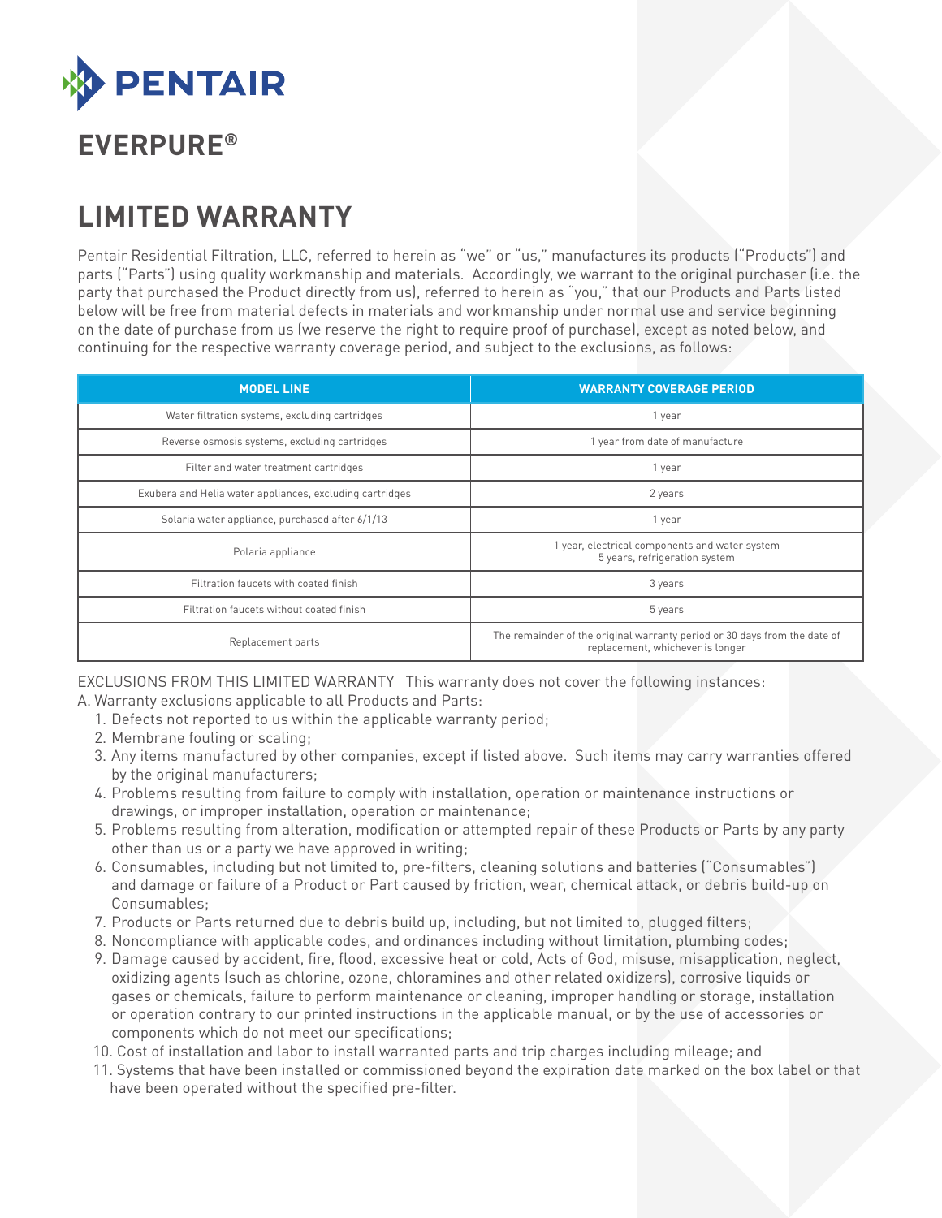# PENTAIR

## EVERPURE®

# LIMITED WARRANTY

Pentair Residential Filtration, LLC, referred to herein as "we" or "us," manufactures its products ("Products") and parts ("Parts") using quality workmanship and materials. Accordingly, we warrant to the original purchaser (i.e. the party that purchased the Product directly from us), referred to herein as "you," that our Products and Parts listed below will be free from material defects in materials and workmanship under normal use and service beginning on the date of purchase from us (we reserve the right to require proof of purchase), except as noted below, and continuing for the respective warranty coverage period, and subject to the exclusions, as follows:

| MODEL LINE | WARRANTY COVERAGE PERIOD |
|---|---|
| Water filtration systems, excluding cartridges | 1 year |
| Reverse osmosis systems, excluding cartridges | 1 year from date of manufacture |
| Filter and water treatment cartridges | 1 year |
| Exubera and Helia water appliances, excluding cartridges | 2 years |
| Solaria water appliance, purchased after 6/1/13 | 1 year |
| Polaria appliance | 1 year, electrical components and water system<br>5 years, refrigeration system |
| Filtration faucets with coated finish | 3 years |
| Filtration faucets without coated finish | 5 years |
| Replacement parts | The remainder of the original warranty period or 30 days from the date of replacement, whichever is longer |

EXCLUSIONS FROM THIS LIMITED WARRANTY This warranty does not cover the following instances:

A. Warranty exclusions applicable to all Products and Parts:

1. Defects not reported to us within the applicable warranty period;
2. Membrane fouling or scaling;
3. Any items manufactured by other companies, except if listed above. Such items may carry warranties offered by the original manufacturers;
4. Problems resulting from failure to comply with installation, operation or maintenance instructions or drawings, or improper installation, operation or maintenance;
5. Problems resulting from alteration, modification or attempted repair of these Products or Parts by any party other than us or a party we have approved in writing;
6. Consumables, including but not limited to, pre-filters, cleaning solutions and batteries ("Consumables") and damage or failure of a Product or Part caused by friction, wear, chemical attack, or debris build-up on Consumables;
7. Products or Parts returned due to debris build up, including, but not limited to, plugged filters;
8. Noncompliance with applicable codes, and ordinances including without limitation, plumbing codes;
9. Damage caused by accident, fire, flood, excessive heat or cold, Acts of God, misuse, misapplication, neglect, oxidizing agents (such as chlorine, ozone, chloramines and other related oxidizers), corrosive liquids or gases or chemicals, failure to perform maintenance or cleaning, improper handling or storage, installation or operation contrary to our printed instructions in the applicable manual, or by the use of accessories or components which do not meet our specifications;
10. Cost of installation and labor to install warranted parts and trip charges including mileage; and
11. Systems that have been installed or commissioned beyond the expiration date marked on the box label or that have been operated without the specified pre-filter.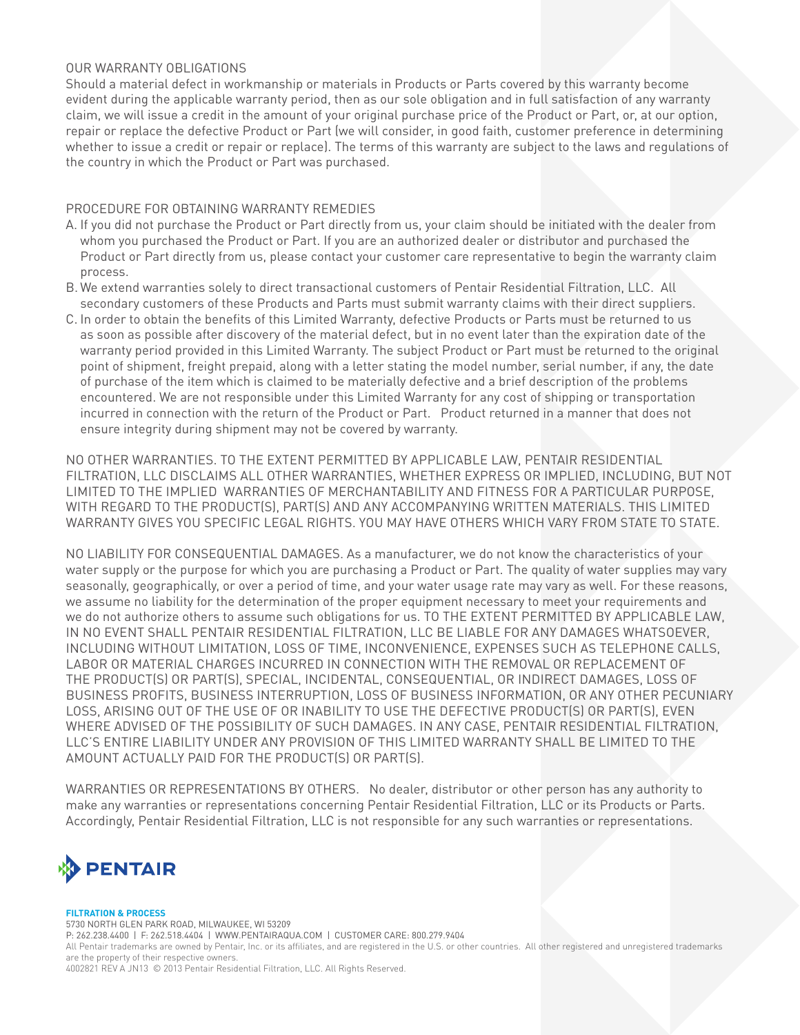## OUR WARRANTY OBLIGATIONS

Should a material defect in workmanship or materials in Products or Parts covered by this warranty become evident during the applicable warranty period, then as our sole obligation and in full satisfaction of any warranty claim, we will issue a credit in the amount of your original purchase price of the Product or Part, or, at our option, repair or replace the defective Product or Part (we will consider, in good faith, customer preference in determining whether to issue a credit or repair or replace). The terms of this warranty are subject to the laws and regulations of the country in which the Product or Part was purchased.

## PROCEDURE FOR OBTAINING WARRANTY REMEDIES

A. If you did not purchase the Product or Part directly from us, your claim should be initiated with the dealer from whom you purchased the Product or Part. If you are an authorized dealer or distributor and purchased the Product or Part directly from us, please contact your customer care representative to begin the warranty claim process.

B. We extend warranties solely to direct transactional customers of Pentair Residential Filtration, LLC. All secondary customers of these Products and Parts must submit warranty claims with their direct suppliers.

C. In order to obtain the benefits of this Limited Warranty, defective Products or Parts must be returned to us as soon as possible after discovery of the material defect, but in no event later than the expiration date of the warranty period provided in this Limited Warranty. The subject Product or Part must be returned to the original point of shipment, freight prepaid, along with a letter stating the model number, serial number, if any, the date of purchase of the item which is claimed to be materially defective and a brief description of the problems encountered. We are not responsible under this Limited Warranty for any cost of shipping or transportation incurred in connection with the return of the Product or Part. Product returned in a manner that does not ensure integrity during shipment may not be covered by warranty.

NO OTHER WARRANTIES. TO THE EXTENT PERMITTED BY APPLICABLE LAW, PENTAIR RESIDENTIAL FILTRATION, LLC DISCLAIMS ALL OTHER WARRANTIES, WHETHER EXPRESS OR IMPLIED, INCLUDING, BUT NOT LIMITED TO THE IMPLIED WARRANTIES OF MERCHANTABILITY AND FITNESS FOR A PARTICULAR PURPOSE, WITH REGARD TO THE PRODUCT(S), PART(S) AND ANY ACCOMPANYING WRITTEN MATERIALS. THIS LIMITED WARRANTY GIVES YOU SPECIFIC LEGAL RIGHTS. YOU MAY HAVE OTHERS WHICH VARY FROM STATE TO STATE.

NO LIABILITY FOR CONSEQUENTIAL DAMAGES. As a manufacturer, we do not know the characteristics of your water supply or the purpose for which you are purchasing a Product or Part. The quality of water supplies may vary seasonally, geographically, or over a period of time, and your water usage rate may vary as well. For these reasons, we assume no liability for the determination of the proper equipment necessary to meet your requirements and we do not authorize others to assume such obligations for us. TO THE EXTENT PERMITTED BY APPLICABLE LAW, IN NO EVENT SHALL PENTAIR RESIDENTIAL FILTRATION, LLC BE LIABLE FOR ANY DAMAGES WHATSOEVER, INCLUDING WITHOUT LIMITATION, LOSS OF TIME, INCONVENIENCE, EXPENSES SUCH AS TELEPHONE CALLS, LABOR OR MATERIAL CHARGES INCURRED IN CONNECTION WITH THE REMOVAL OR REPLACEMENT OF THE PRODUCT(S) OR PART(S), SPECIAL, INCIDENTAL, CONSEQUENTIAL, OR INDIRECT DAMAGES, LOSS OF BUSINESS PROFITS, BUSINESS INTERRUPTION, LOSS OF BUSINESS INFORMATION, OR ANY OTHER PECUNIARY LOSS, ARISING OUT OF THE USE OF OR INABILITY TO USE THE DEFECTIVE PRODUCT(S) OR PART(S), EVEN WHERE ADVISED OF THE POSSIBILITY OF SUCH DAMAGES. IN ANY CASE, PENTAIR RESIDENTIAL FILTRATION, LLC'S ENTIRE LIABILITY UNDER ANY PROVISION OF THIS LIMITED WARRANTY SHALL BE LIMITED TO THE AMOUNT ACTUALLY PAID FOR THE PRODUCT(S) OR PART(S).

WARRANTIES OR REPRESENTATIONS BY OTHERS. No dealer, distributor or other person has any authority to make any warranties or representations concerning Pentair Residential Filtration, LLC or its Products or Parts. Accordingly, Pentair Residential Filtration, LLC is not responsible for any such warranties or representations.

PENTAIR

**FILTRATION & PROCESS**

5730 NORTH GLEN PARK ROAD, MILWAUKEE, WI 53209

P: 262.238.4400 | F: 262.518.4404 | WWW.PENTAIRAQUA.COM | CUSTOMER CARE: 800.279.9404

All Pentair trademarks are owned by Pentair, Inc. or its affiliates, and are registered in the U.S. or other countries. All other registered and unregistered trademarks are the property of their respective owners.

4002821 REV A JN13 © 2013 Pentair Residential Filtration, LLC. All Rights Reserved.